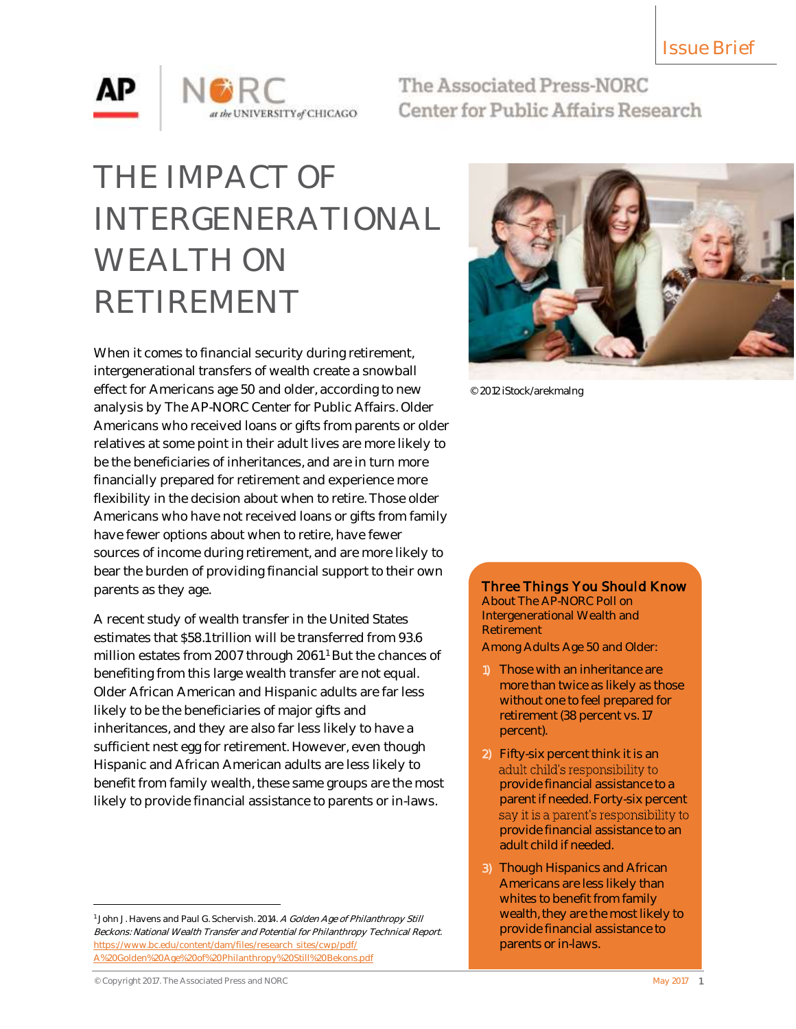Issue Brief

The Associated Press-NORC Center for Public Affairs Research

# THE IMPACT OF INTERGENERATIONAL WEALTH ON RETIREMENT

© 2012 iStock/arekmalng

When it comes to financial security during retirement, intergenerational transfers of wealth create a snowball effect for Americans age 50 and older, according to new analysis by The AP-NORC Center for Public Affairs. Older Americans who received loans or gifts from parents or older relatives at some point in their adult lives are more likely to be the beneficiaries of inheritances, and are in turn more financially prepared for retirement and experience more flexibility in the decision about when to retire. Those older Americans who have not received loans or gifts from family have fewer options about when to retire, have fewer sources of income during retirement, and are more likely to bear the burden of providing financial support to their own parents as they age.

A recent study of wealth transfer in the United States estimates that $58.1 trillion will be transferred from 93.6 million estates from 2007 through 2061.[1] But the chances of benefiting from this large wealth transfer are not equal. Older African American and Hispanic adults are far less likely to be the beneficiaries of major gifts and inheritances, and they are also far less likely to have a sufficient nest egg for retirement. However, even though Hispanic and African American adults are less likely to benefit from family wealth, these same groups are the most likely to provide financial assistance to parents or in-laws.

**Three Things You Should Know**
About The AP-NORC Poll on Intergenerational Wealth and Retirement

Among Adults Age 50 and Older:

1) Those with an inheritance are more than twice as likely as those without one to feel prepared for retirement (38 percent vs. 17 percent).
2) Fifty-six percent think it is an adult child's responsibility to provide financial assistance to a parent if needed. Forty-six percent say it is a parent's responsibility to provide financial assistance to an adult child if needed.
3) Though Hispanics and African Americans are less likely than whites to benefit from family wealth, they are the most likely to provide financial assistance to parents or in-laws.

[1] John J. Havens and Paul G. Schervish. 2014. *A Golden Age of Philanthropy Still Beckons: National Wealth Transfer and Potential for Philanthropy Technical Report.* https://www.bc.edu/content/dam/files/research_sites/cwp/pdf/A%20Golden%20Age%20of%20Philanthropy%20Still%20Bekons.pdf

© Copyright 2017. The Associated Press and NORC

May 2017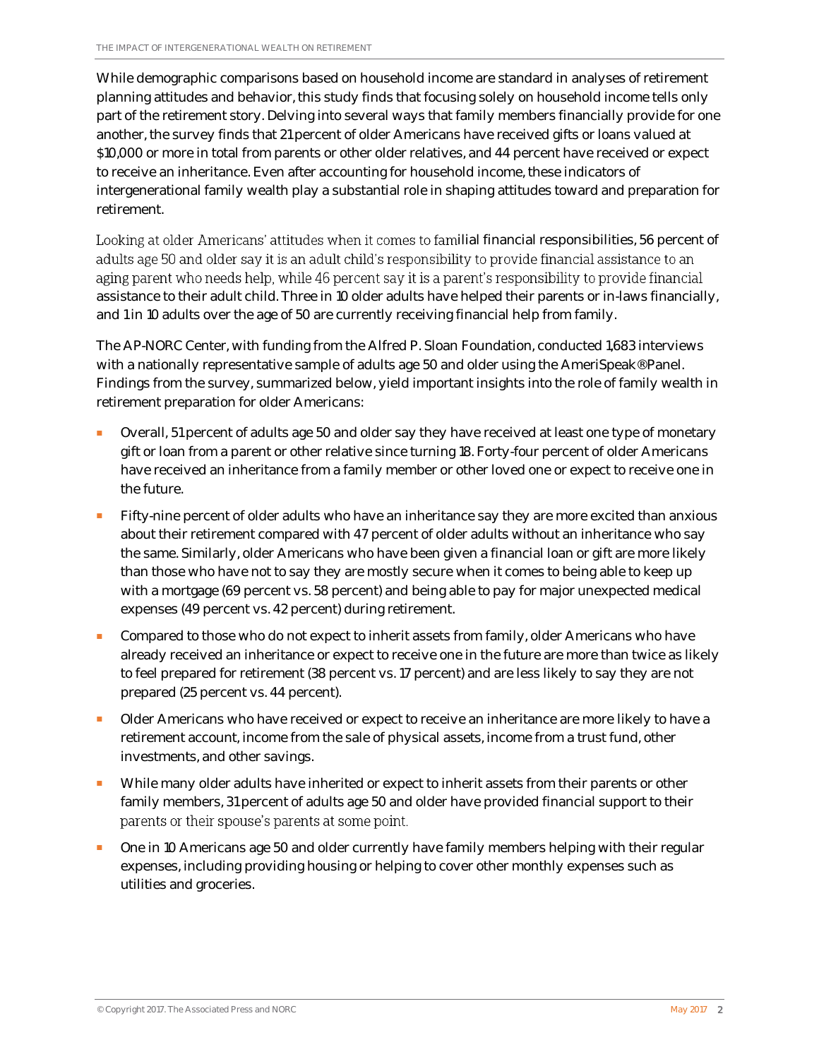While demographic comparisons based on household income are standard in analyses of retirement planning attitudes and behavior, this study finds that focusing solely on household income tells only part of the retirement story. Delving into several ways that family members financially provide for one another, the survey finds that 21 percent of older Americans have received gifts or loans valued at $10,000 or more in total from parents or other older relatives, and 44 percent have received or expect to receive an inheritance. Even after accounting for household income, these indicators of intergenerational family wealth play a substantial role in shaping attitudes toward and preparation for retirement.

Looking at older Americans' attitudes when it comes to familial financial responsibilities, 56 percent of adults age 50 and older say it is an adult child's responsibility to provide financial assistance to an aging parent who needs help, while 46 percent say it is a parent's responsibility to provide financial assistance to their adult child. Three in 10 older adults have helped their parents or in-laws financially, and 1 in 10 adults over the age of 50 are currently receiving financial help from family.

The AP-NORC Center, with funding from the Alfred P. Sloan Foundation, conducted 1,683 interviews with a nationally representative sample of adults age 50 and older using the AmeriSpeak® Panel. Findings from the survey, summarized below, yield important insights into the role of family wealth in retirement preparation for older Americans:

- Overall, 51 percent of adults age 50 and older say they have received at least one type of monetary gift or loan from a parent or other relative since turning 18. Forty-four percent of older Americans have received an inheritance from a family member or other loved one or expect to receive one in the future.
- Fifty-nine percent of older adults who have an inheritance say they are more excited than anxious about their retirement compared with 47 percent of older adults without an inheritance who say the same. Similarly, older Americans who have been given a financial loan or gift are more likely than those who have not to say they are mostly secure when it comes to being able to keep up with a mortgage (69 percent vs. 58 percent) and being able to pay for major unexpected medical expenses (49 percent vs. 42 percent) during retirement.
- Compared to those who do not expect to inherit assets from family, older Americans who have already received an inheritance or expect to receive one in the future are more than twice as likely to feel prepared for retirement (38 percent vs. 17 percent) and are less likely to say they are not prepared (25 percent vs. 44 percent).
- Older Americans who have received or expect to receive an inheritance are more likely to have a retirement account, income from the sale of physical assets, income from a trust fund, other investments, and other savings.
- While many older adults have inherited or expect to inherit assets from their parents or other family members, 31 percent of adults age 50 and older have provided financial support to their parents or their spouse's parents at some point.
- One in 10 Americans age 50 and older currently have family members helping with their regular expenses, including providing housing or helping to cover other monthly expenses such as utilities and groceries.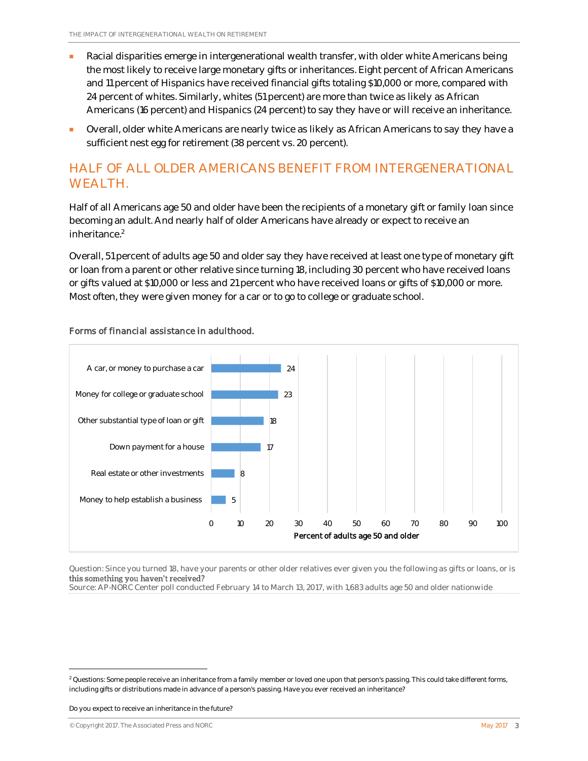- Racial disparities emerge in intergenerational wealth transfer, with older white Americans being the most likely to receive large monetary gifts or inheritances. Eight percent of African Americans and 11 percent of Hispanics have received financial gifts totaling $10,000 or more, compared with 24 percent of whites. Similarly, whites (51 percent) are more than twice as likely as African Americans (16 percent) and Hispanics (24 percent) to say they have or will receive an inheritance.
- Overall, older white Americans are nearly twice as likely as African Americans to say they have a sufficient nest egg for retirement (38 percent vs. 20 percent).

## HALF OF ALL OLDER AMERICANS BENEFIT FROM INTERGENERATIONAL WEALTH.

Half of all Americans age 50 and older have been the recipients of a monetary gift or family loan since becoming an adult. And nearly half of older Americans have already or expect to receive an inheritance.[2]

Overall, 51 percent of adults age 50 and older say they have received at least one type of monetary gift or loan from a parent or other relative since turning 18, including 30 percent who have received loans or gifts valued at $10,000 or less and 21 percent who have received loans or gifts of $10,000 or more. Most often, they were given money for a car or to go to college or graduate school.

Forms of financial assistance in adulthood.

| Form of assistance | Percent of adults age 50 and older |
|---|---|
| A car, or money to purchase a car | 24 |
| Money for college or graduate school | 23 |
| Other substantial type of loan or gift | 18 |
| Down payment for a house | 17 |
| Real estate or other investments | 8 |
| Money to help establish a business | 5 |

Question: Since you turned 18, have your parents or other older relatives ever given you the following as gifts or loans, or is this something you haven't received?
Source: AP-NORC Center poll conducted February 14 to March 13, 2017, with 1,683 adults age 50 and older nationwide

[2] Questions: Some people receive an inheritance from a family member or loved one upon that person's passing. This could take different forms, including gifts or distributions made in advance of a person's passing. Have you ever received an inheritance?

Do you expect to receive an inheritance in the future?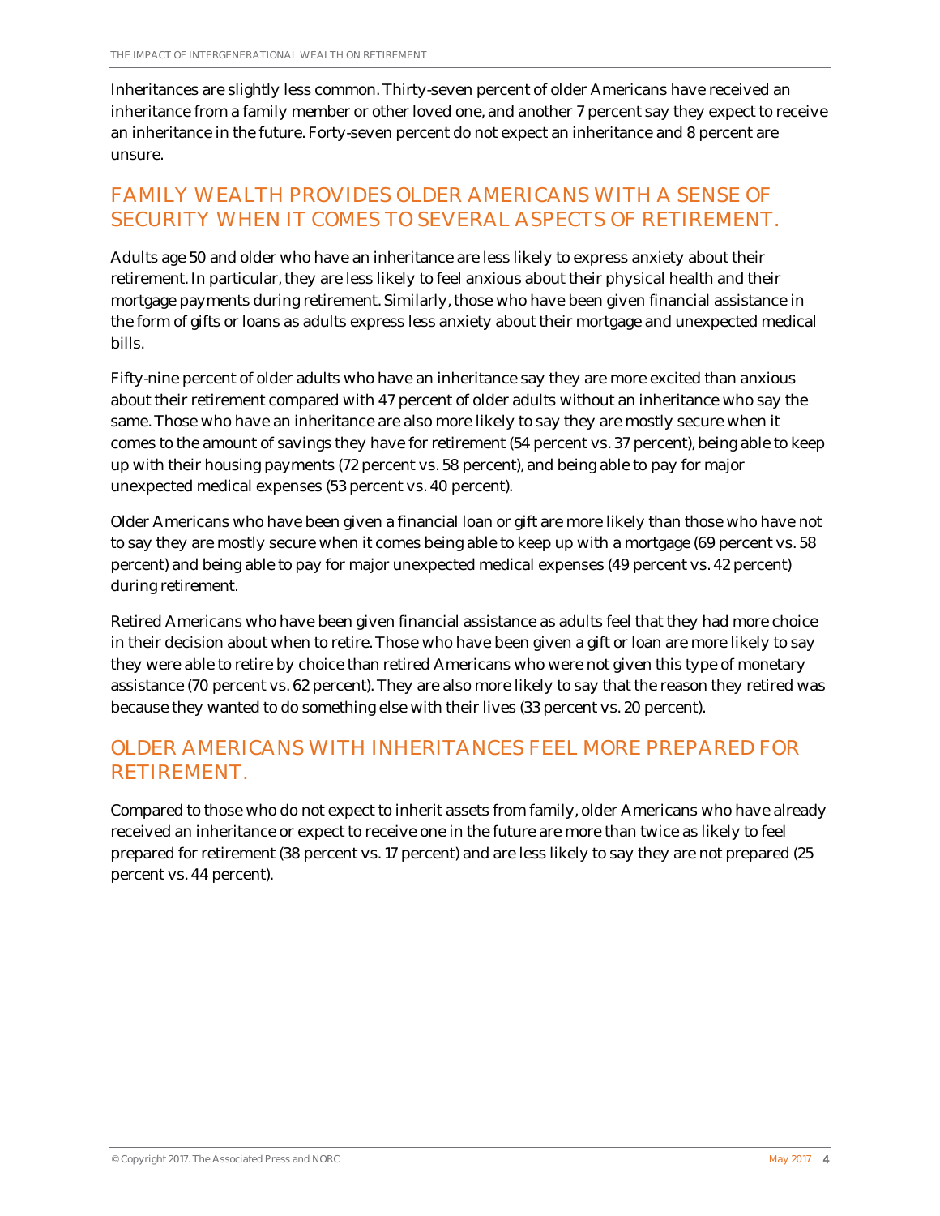Inheritances are slightly less common. Thirty-seven percent of older Americans have received an inheritance from a family member or other loved one, and another 7 percent say they expect to receive an inheritance in the future. Forty-seven percent do not expect an inheritance and 8 percent are unsure.

## FAMILY WEALTH PROVIDES OLDER AMERICANS WITH A SENSE OF SECURITY WHEN IT COMES TO SEVERAL ASPECTS OF RETIREMENT.

Adults age 50 and older who have an inheritance are less likely to express anxiety about their retirement. In particular, they are less likely to feel anxious about their physical health and their mortgage payments during retirement. Similarly, those who have been given financial assistance in the form of gifts or loans as adults express less anxiety about their mortgage and unexpected medical bills.

Fifty-nine percent of older adults who have an inheritance say they are more excited than anxious about their retirement compared with 47 percent of older adults without an inheritance who say the same. Those who have an inheritance are also more likely to say they are mostly secure when it comes to the amount of savings they have for retirement (54 percent vs. 37 percent), being able to keep up with their housing payments (72 percent vs. 58 percent), and being able to pay for major unexpected medical expenses (53 percent vs. 40 percent).

Older Americans who have been given a financial loan or gift are more likely than those who have not to say they are mostly secure when it comes being able to keep up with a mortgage (69 percent vs. 58 percent) and being able to pay for major unexpected medical expenses (49 percent vs. 42 percent) during retirement.

Retired Americans who have been given financial assistance as adults feel that they had more choice in their decision about when to retire. Those who have been given a gift or loan are more likely to say they were able to retire by choice than retired Americans who were not given this type of monetary assistance (70 percent vs. 62 percent). They are also more likely to say that the reason they retired was because they wanted to do something else with their lives (33 percent vs. 20 percent).

## OLDER AMERICANS WITH INHERITANCES FEEL MORE PREPARED FOR RETIREMENT.

Compared to those who do not expect to inherit assets from family, older Americans who have already received an inheritance or expect to receive one in the future are more than twice as likely to feel prepared for retirement (38 percent vs. 17 percent) and are less likely to say they are not prepared (25 percent vs. 44 percent).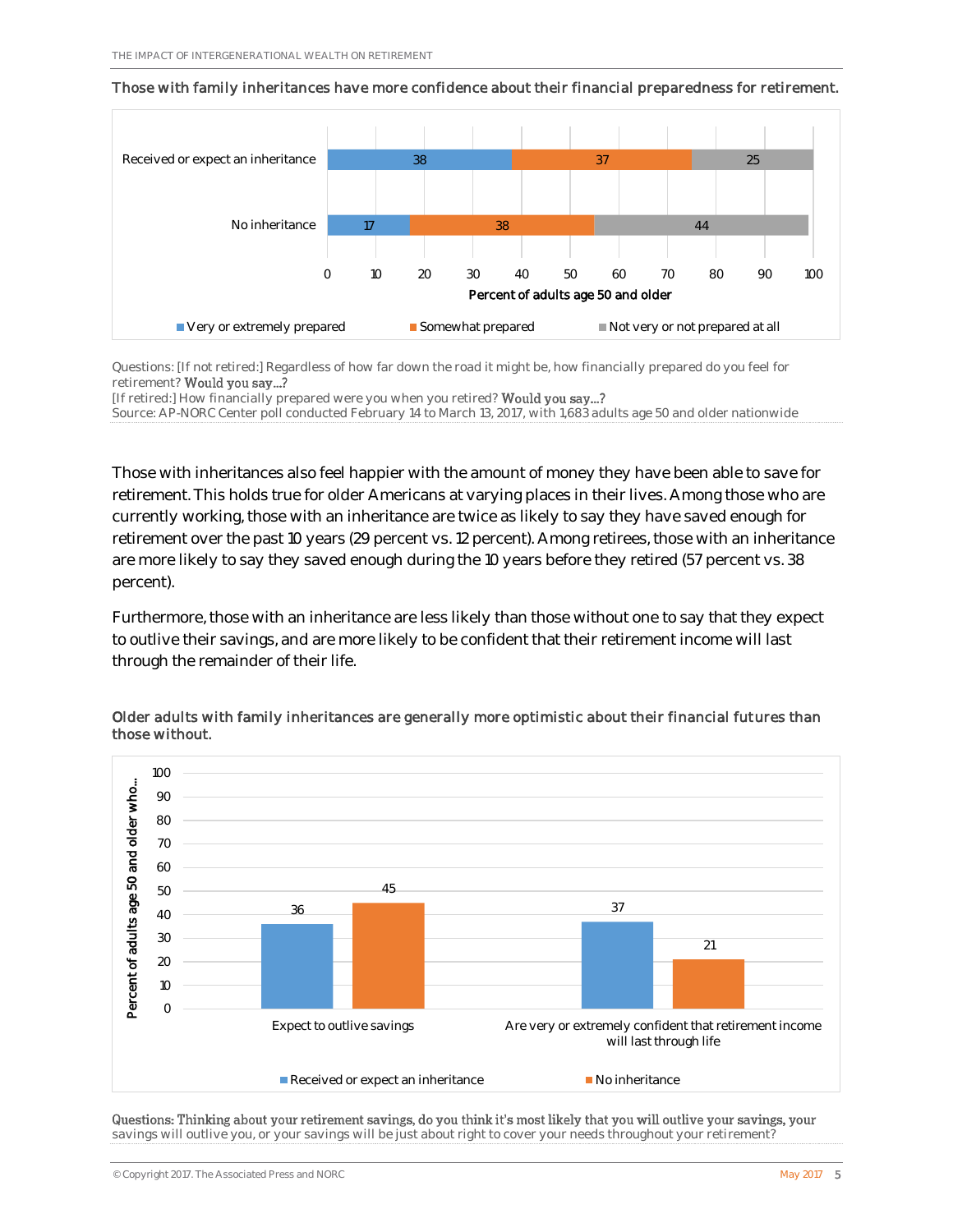Those with family inheritances have more confidence about their financial preparedness for retirement.

| | Very or extremely prepared | Somewhat prepared | Not very or not prepared at all |
|---|---|---|---|
| Received or expect an inheritance | 38 | 37 | 25 |
| No inheritance | 17 | 38 | 44 |

Percent of adults age 50 and older

Questions: [If not retired:] Regardless of how far down the road it might be, how financially prepared do you feel for retirement? Would you say…?
[If retired:] How financially prepared were you when you retired? Would you say…?
Source: AP-NORC Center poll conducted February 14 to March 13, 2017, with 1,683 adults age 50 and older nationwide

Those with inheritances also feel happier with the amount of money they have been able to save for retirement. This holds true for older Americans at varying places in their lives. Among those who are currently working, those with an inheritance are twice as likely to say they have saved enough for retirement over the past 10 years (29 percent vs. 12 percent). Among retirees, those with an inheritance are more likely to say they saved enough during the 10 years before they retired (57 percent vs. 38 percent).

Furthermore, those with an inheritance are less likely than those without one to say that they expect to outlive their savings, and are more likely to be confident that their retirement income will last through the remainder of their life.

Older adults with family inheritances are generally more optimistic about their financial futures than those without.

| Percent of adults age 50 and older who… | Received or expect an inheritance | No inheritance |
|---|---|---|
| Expect to outlive savings | 36 | 45 |
| Are very or extremely confident that retirement income will last through life | 37 | 21 |

Questions: Thinking about your retirement savings, do you think it's most likely that you will outlive your savings, your savings will outlive you, or your savings will be just about right to cover your needs throughout your retirement?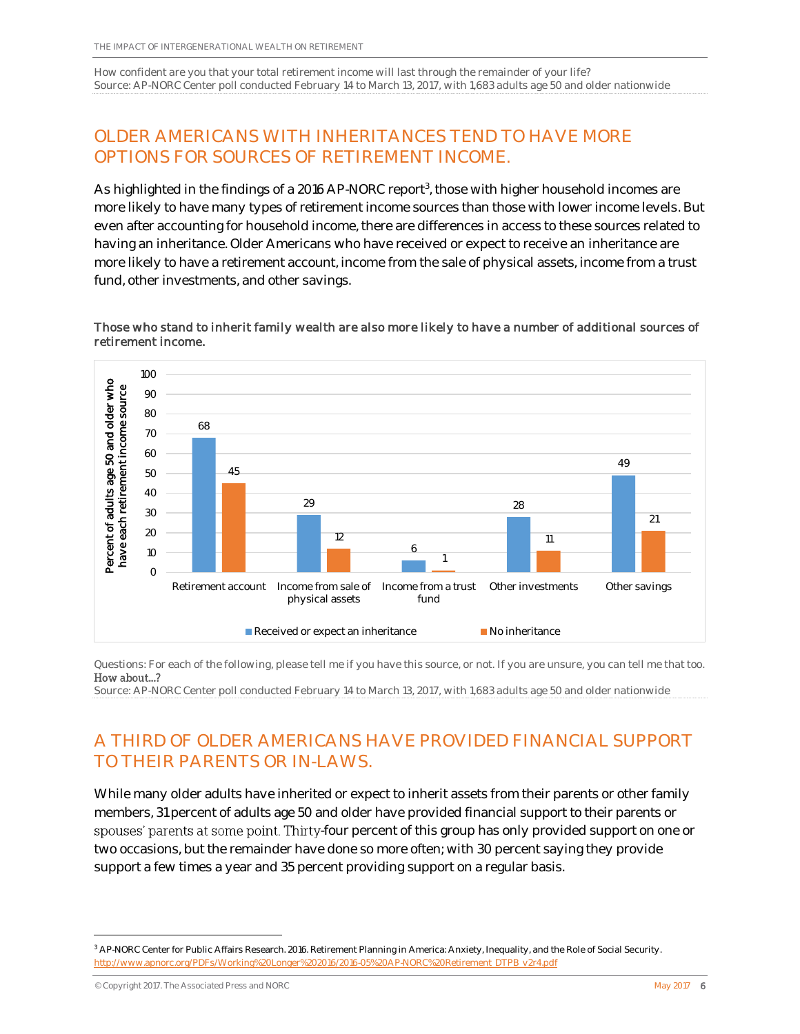How confident are you that your total retirement income will last through the remainder of your life?
Source: AP-NORC Center poll conducted February 14 to March 13, 2017, with 1,683 adults age 50 and older nationwide

## OLDER AMERICANS WITH INHERITANCES TEND TO HAVE MORE OPTIONS FOR SOURCES OF RETIREMENT INCOME.

As highlighted in the findings of a 2016 AP-NORC report[3], those with higher household incomes are more likely to have many types of retirement income sources than those with lower income levels. But even after accounting for household income, there are differences in access to these sources related to having an inheritance. Older Americans who have received or expect to receive an inheritance are more likely to have a retirement account, income from the sale of physical assets, income from a trust fund, other investments, and other savings.

**Those who stand to inherit family wealth are also more likely to have a number of additional sources of retirement income.**

Percent of adults age 50 and older who have each retirement income source

| | Received or expect an inheritance | No inheritance |
|---|---|---|
| Retirement account | 68 | 45 |
| Income from sale of physical assets | 29 | 12 |
| Income from a trust fund | 6 | 1 |
| Other investments | 28 | 11 |
| Other savings | 49 | 21 |

Questions: For each of the following, please tell me if you have this source, or not. If you are unsure, you can tell me that too. How about…?
Source: AP-NORC Center poll conducted February 14 to March 13, 2017, with 1,683 adults age 50 and older nationwide

## A THIRD OF OLDER AMERICANS HAVE PROVIDED FINANCIAL SUPPORT TO THEIR PARENTS OR IN-LAWS.

While many older adults have inherited or expect to inherit assets from their parents or other family members, 31 percent of adults age 50 and older have provided financial support to their parents or spouses' parents at some point. Thirty-four percent of this group has only provided support on one or two occasions, but the remainder have done so more often; with 30 percent saying they provide support a few times a year and 35 percent providing support on a regular basis.

---

[3] AP-NORC Center for Public Affairs Research. 2016. Retirement Planning in America: Anxiety, Inequality, and the Role of Social Security. http://www.apnorc.org/PDFs/Working%20Longer%202016/2016-05%20AP-NORC%20Retirement_DTPB_v2r4.pdf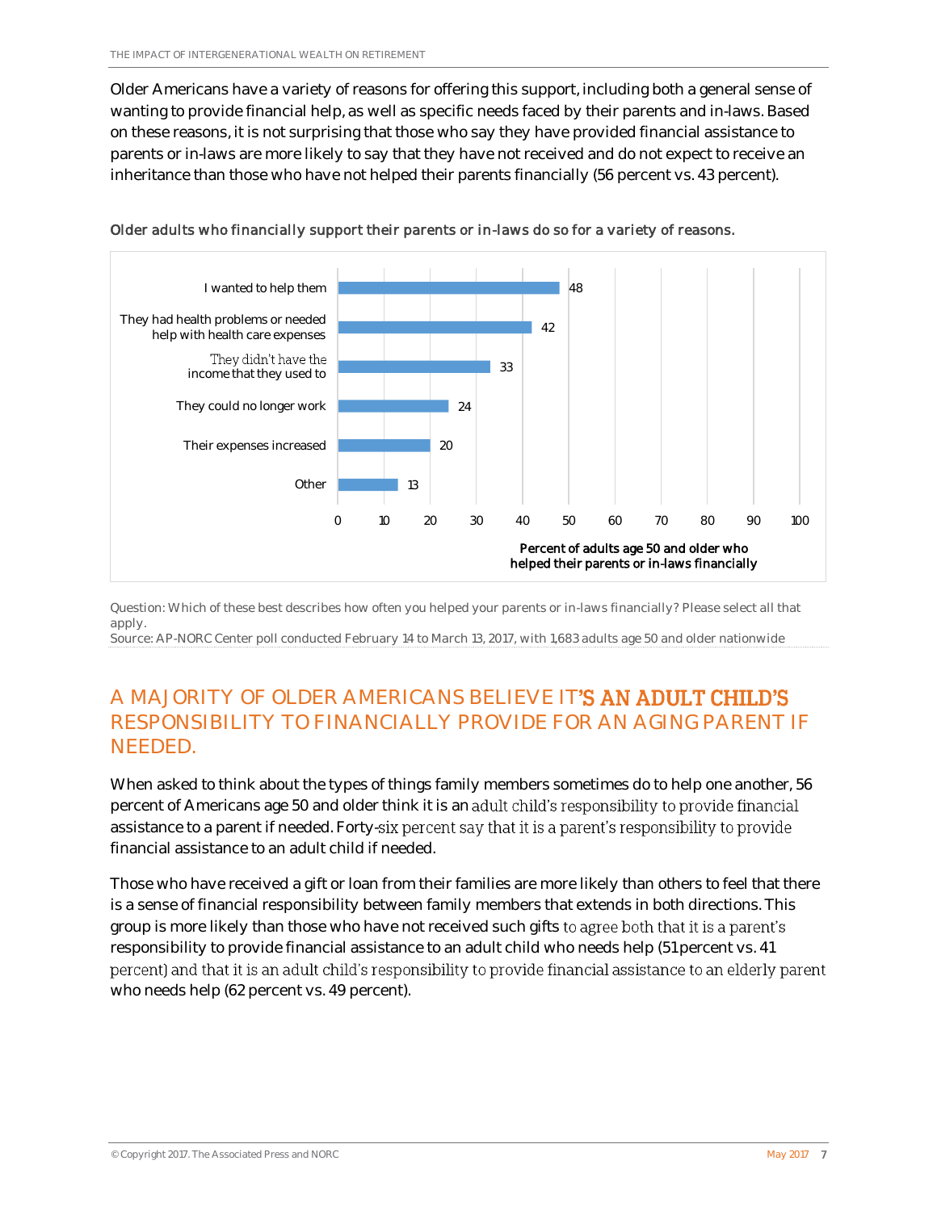Older Americans have a variety of reasons for offering this support, including both a general sense of wanting to provide financial help, as well as specific needs faced by their parents and in-laws. Based on these reasons, it is not surprising that those who say they have provided financial assistance to parents or in-laws are more likely to say that they have not received and do not expect to receive an inheritance than those who have not helped their parents financially (56 percent vs. 43 percent).

**Older adults who financially support their parents or in-laws do so for a variety of reasons.**

| Reason | Percent of adults age 50 and older who helped their parents or in-laws financially |
| --- | --- |
| I wanted to help them | 48 |
| They had health problems or needed help with health care expenses | 42 |
| They didn't have the income that they used to | 33 |
| They could no longer work | 24 |
| Their expenses increased | 20 |
| Other | 13 |

Question: Which of these best describes how often you helped your parents or in-laws financially? Please select all that apply.
Source: AP-NORC Center poll conducted February 14 to March 13, 2017, with 1,683 adults age 50 and older nationwide

## A MAJORITY OF OLDER AMERICANS BELIEVE IT'S AN ADULT CHILD'S RESPONSIBILITY TO FINANCIALLY PROVIDE FOR AN AGING PARENT IF NEEDED.

When asked to think about the types of things family members sometimes do to help one another, 56 percent of Americans age 50 and older think it is an adult child's responsibility to provide financial assistance to a parent if needed. Forty-six percent say that it is a parent's responsibility to provide financial assistance to an adult child if needed.

Those who have received a gift or loan from their families are more likely than others to feel that there is a sense of financial responsibility between family members that extends in both directions. This group is more likely than those who have not received such gifts to agree both that it is a parent's responsibility to provide financial assistance to an adult child who needs help (51 percent vs. 41 percent) and that it is an adult child's responsibility to provide financial assistance to an elderly parent who needs help (62 percent vs. 49 percent).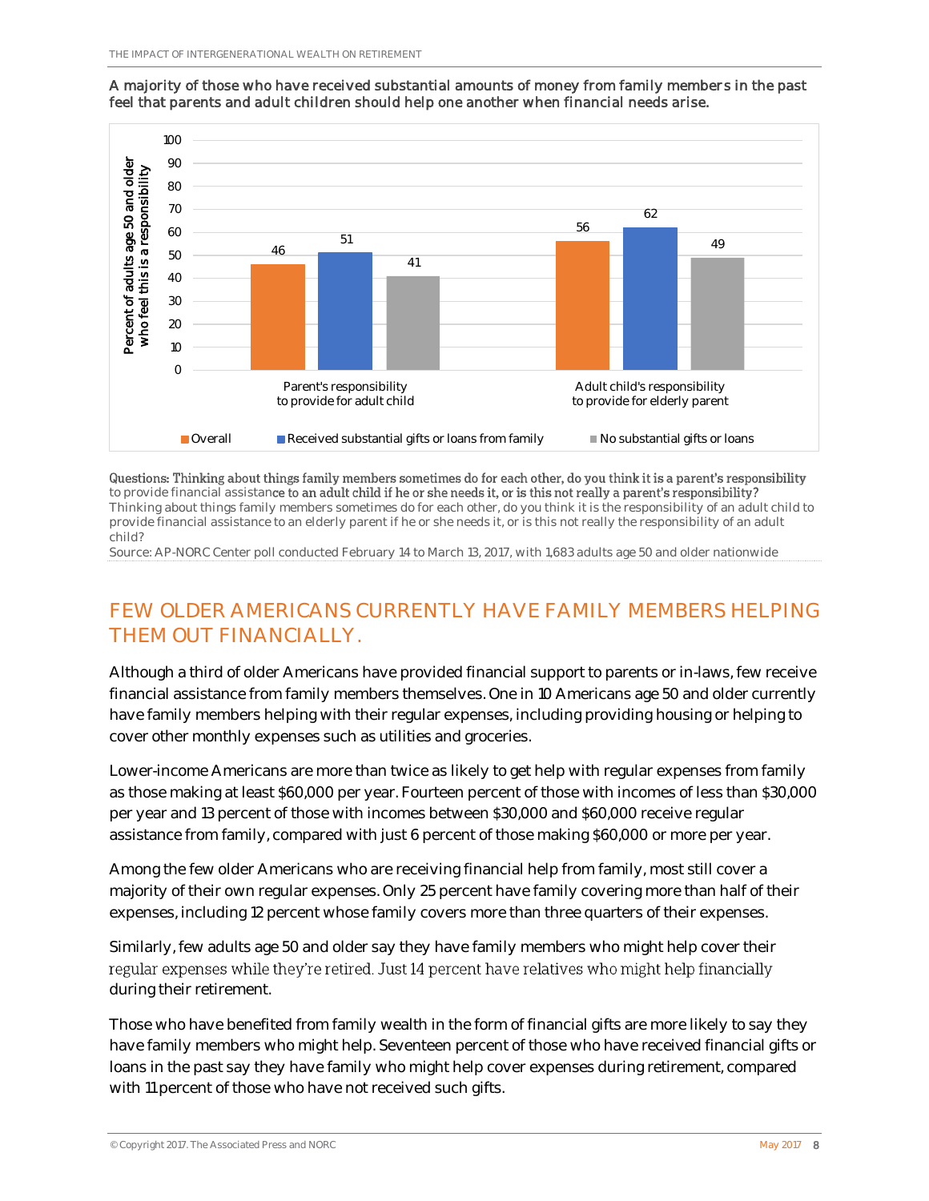**A majority of those who have received substantial amounts of money from family members in the past feel that parents and adult children should help one another when financial needs arise.**

| Percent of adults age 50 and older who feel this is a responsibility | Overall | Received substantial gifts or loans from family | No substantial gifts or loans |
|---|---|---|---|
| Parent's responsibility to provide for adult child | 46 | 51 | 41 |
| Adult child's responsibility to provide for elderly parent | 56 | 62 | 49 |

Questions: Thinking about things family members sometimes do for each other, do you think it is a parent's responsibility to provide financial assistance to an adult child if he or she needs it, or is this not really a parent's responsibility? Thinking about things family members sometimes do for each other, do you think it is the responsibility of an adult child to provide financial assistance to an elderly parent if he or she needs it, or is this not really the responsibility of an adult child?

Source: AP-NORC Center poll conducted February 14 to March 13, 2017, with 1,683 adults age 50 and older nationwide

## FEW OLDER AMERICANS CURRENTLY HAVE FAMILY MEMBERS HELPING THEM OUT FINANCIALLY.

Although a third of older Americans have provided financial support to parents or in-laws, few receive financial assistance from family members themselves. One in 10 Americans age 50 and older currently have family members helping with their regular expenses, including providing housing or helping to cover other monthly expenses such as utilities and groceries.

Lower-income Americans are more than twice as likely to get help with regular expenses from family as those making at least $60,000 per year. Fourteen percent of those with incomes of less than $30,000 per year and 13 percent of those with incomes between $30,000 and $60,000 receive regular assistance from family, compared with just 6 percent of those making $60,000 or more per year.

Among the few older Americans who are receiving financial help from family, most still cover a majority of their own regular expenses. Only 25 percent have family covering more than half of their expenses, including 12 percent whose family covers more than three quarters of their expenses.

Similarly, few adults age 50 and older say they have family members who might help cover their regular expenses while they're retired. Just 14 percent have relatives who might help financially during their retirement.

Those who have benefited from family wealth in the form of financial gifts are more likely to say they have family members who might help. Seventeen percent of those who have received financial gifts or loans in the past say they have family who might help cover expenses during retirement, compared with 11 percent of those who have not received such gifts.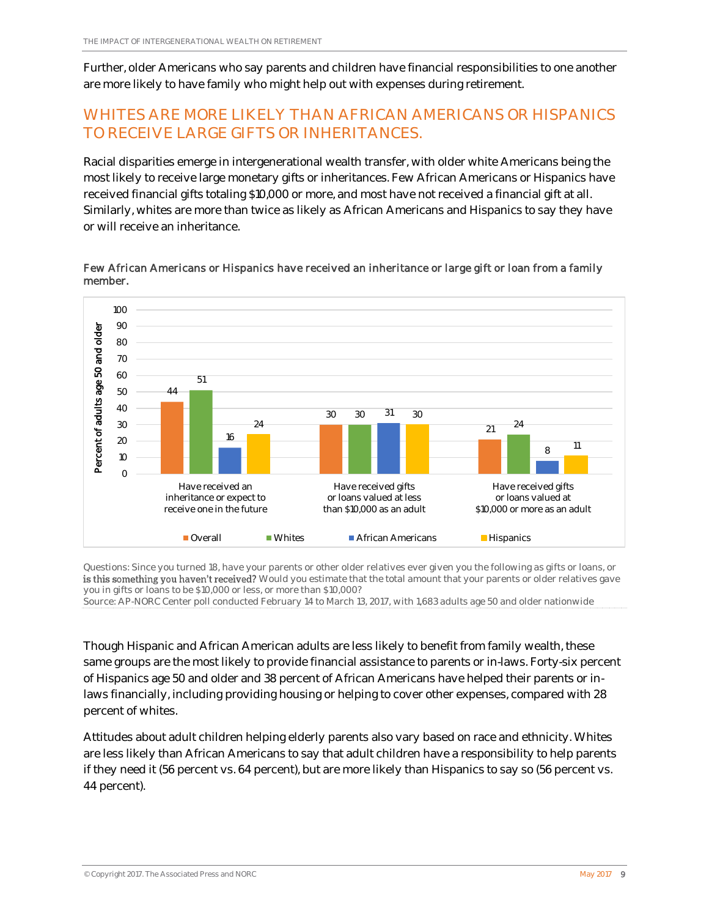Further, older Americans who say parents and children have financial responsibilities to one another are more likely to have family who might help out with expenses during retirement.

## WHITES ARE MORE LIKELY THAN AFRICAN AMERICANS OR HISPANICS TO RECEIVE LARGE GIFTS OR INHERITANCES.

Racial disparities emerge in intergenerational wealth transfer, with older white Americans being the most likely to receive large monetary gifts or inheritances. Few African Americans or Hispanics have received financial gifts totaling $10,000 or more, and most have not received a financial gift at all. Similarly, whites are more than twice as likely as African Americans and Hispanics to say they have or will receive an inheritance.

Few African Americans or Hispanics have received an inheritance or large gift or loan from a family member.

Percent of adults age 50 and older

| | Overall | Whites | African Americans | Hispanics |
|---|---|---|---|---|
| Have received an inheritance or expect to receive one in the future | 44 | 51 | 16 | 24 |
| Have received gifts or loans valued at less than $10,000 as an adult | 30 | 30 | 31 | 30 |
| Have received gifts or loans valued at $10,000 or more as an adult | 21 | 24 | 8 | 11 |

Questions: Since you turned 18, have your parents or other older relatives ever given you the following as gifts or loans, or is this something you haven't received? Would you estimate that the total amount that your parents or older relatives gave you in gifts or loans to be $10,000 or less, or more than $10,000?
Source: AP-NORC Center poll conducted February 14 to March 13, 2017, with 1,683 adults age 50 and older nationwide

Though Hispanic and African American adults are less likely to benefit from family wealth, these same groups are the most likely to provide financial assistance to parents or in-laws. Forty-six percent of Hispanics age 50 and older and 38 percent of African Americans have helped their parents or in-laws financially, including providing housing or helping to cover other expenses, compared with 28 percent of whites.

Attitudes about adult children helping elderly parents also vary based on race and ethnicity. Whites are less likely than African Americans to say that adult children have a responsibility to help parents if they need it (56 percent vs. 64 percent), but are more likely than Hispanics to say so (56 percent vs. 44 percent).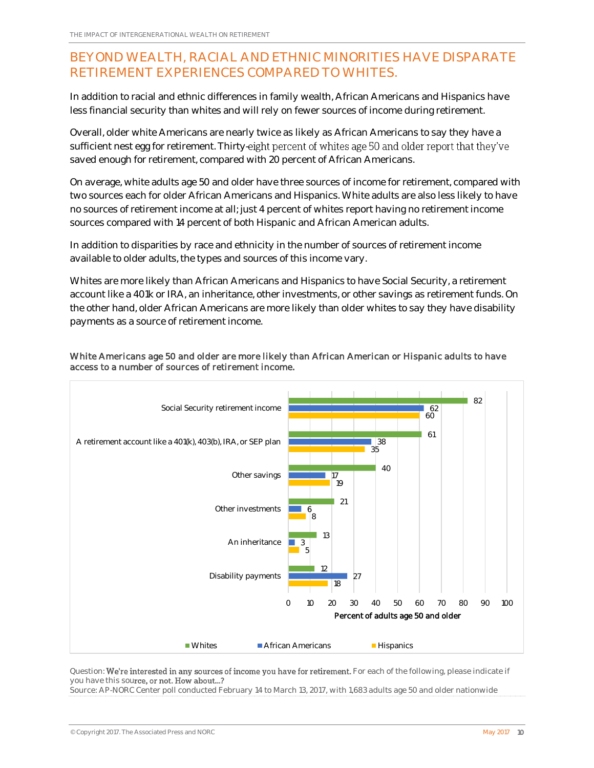## BEYOND WEALTH, RACIAL AND ETHNIC MINORITIES HAVE DISPARATE RETIREMENT EXPERIENCES COMPARED TO WHITES.

In addition to racial and ethnic differences in family wealth, African Americans and Hispanics have less financial security than whites and will rely on fewer sources of income during retirement.

Overall, older white Americans are nearly twice as likely as African Americans to say they have a sufficient nest egg for retirement. Thirty-eight percent of whites age 50 and older report that they've saved enough for retirement, compared with 20 percent of African Americans.

On average, white adults age 50 and older have three sources of income for retirement, compared with two sources each for older African Americans and Hispanics. White adults are also less likely to have no sources of retirement income at all; just 4 percent of whites report having no retirement income sources compared with 14 percent of both Hispanic and African American adults.

In addition to disparities by race and ethnicity in the number of sources of retirement income available to older adults, the types and sources of this income vary.

Whites are more likely than African Americans and Hispanics to have Social Security, a retirement account like a 401k or IRA, an inheritance, other investments, or other savings as retirement funds. On the other hand, older African Americans are more likely than older whites to say they have disability payments as a source of retirement income.

**White Americans age 50 and older are more likely than African American or Hispanic adults to have access to a number of sources of retirement income.**

Percent of adults age 50 and older

| Source | Whites | African Americans | Hispanics |
|---|---|---|---|
| Social Security retirement income | 82 | 62 | 60 |
| A retirement account like a 401(k), 403(b), IRA, or SEP plan | 61 | 38 | 35 |
| Other savings | 40 | 17 | 19 |
| Other investments | 21 | 6 | 8 |
| An inheritance | 13 | 3 | 5 |
| Disability payments | 12 | 27 | 18 |

Question: We're interested in any sources of income you have for retirement. For each of the following, please indicate if you have this source, or not. How about...?

Source: AP-NORC Center poll conducted February 14 to March 13, 2017, with 1,683 adults age 50 and older nationwide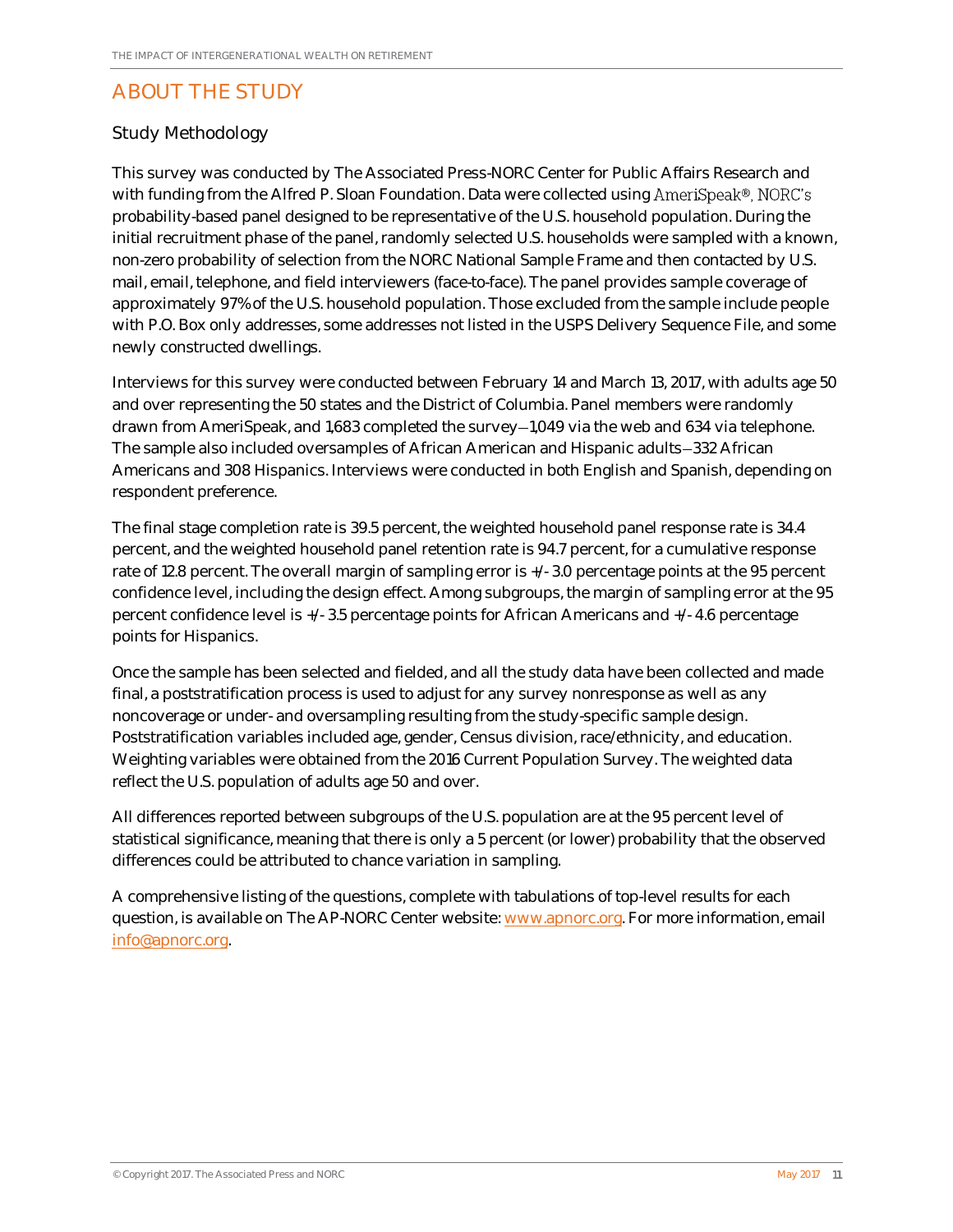## ABOUT THE STUDY

### Study Methodology

This survey was conducted by The Associated Press-NORC Center for Public Affairs Research and with funding from the Alfred P. Sloan Foundation. Data were collected using AmeriSpeak®, NORC's probability-based panel designed to be representative of the U.S. household population. During the initial recruitment phase of the panel, randomly selected U.S. households were sampled with a known, non-zero probability of selection from the NORC National Sample Frame and then contacted by U.S. mail, email, telephone, and field interviewers (face-to-face). The panel provides sample coverage of approximately 97% of the U.S. household population. Those excluded from the sample include people with P.O. Box only addresses, some addresses not listed in the USPS Delivery Sequence File, and some newly constructed dwellings.

Interviews for this survey were conducted between February 14 and March 13, 2017, with adults age 50 and over representing the 50 states and the District of Columbia. Panel members were randomly drawn from AmeriSpeak, and 1,683 completed the survey—1,049 via the web and 634 via telephone. The sample also included oversamples of African American and Hispanic adults—332 African Americans and 308 Hispanics. Interviews were conducted in both English and Spanish, depending on respondent preference.

The final stage completion rate is 39.5 percent, the weighted household panel response rate is 34.4 percent, and the weighted household panel retention rate is 94.7 percent, for a cumulative response rate of 12.8 percent. The overall margin of sampling error is +/- 3.0 percentage points at the 95 percent confidence level, including the design effect. Among subgroups, the margin of sampling error at the 95 percent confidence level is +/- 3.5 percentage points for African Americans and +/- 4.6 percentage points for Hispanics.

Once the sample has been selected and fielded, and all the study data have been collected and made final, a poststratification process is used to adjust for any survey nonresponse as well as any noncoverage or under- and oversampling resulting from the study-specific sample design. Poststratification variables included age, gender, Census division, race/ethnicity, and education. Weighting variables were obtained from the 2016 Current Population Survey. The weighted data reflect the U.S. population of adults age 50 and over.

All differences reported between subgroups of the U.S. population are at the 95 percent level of statistical significance, meaning that there is only a 5 percent (or lower) probability that the observed differences could be attributed to chance variation in sampling.

A comprehensive listing of the questions, complete with tabulations of top-level results for each question, is available on The AP-NORC Center website: [www.apnorc.org](http://www.apnorc.org). For more information, email [info@apnorc.org](mailto:info@apnorc.org).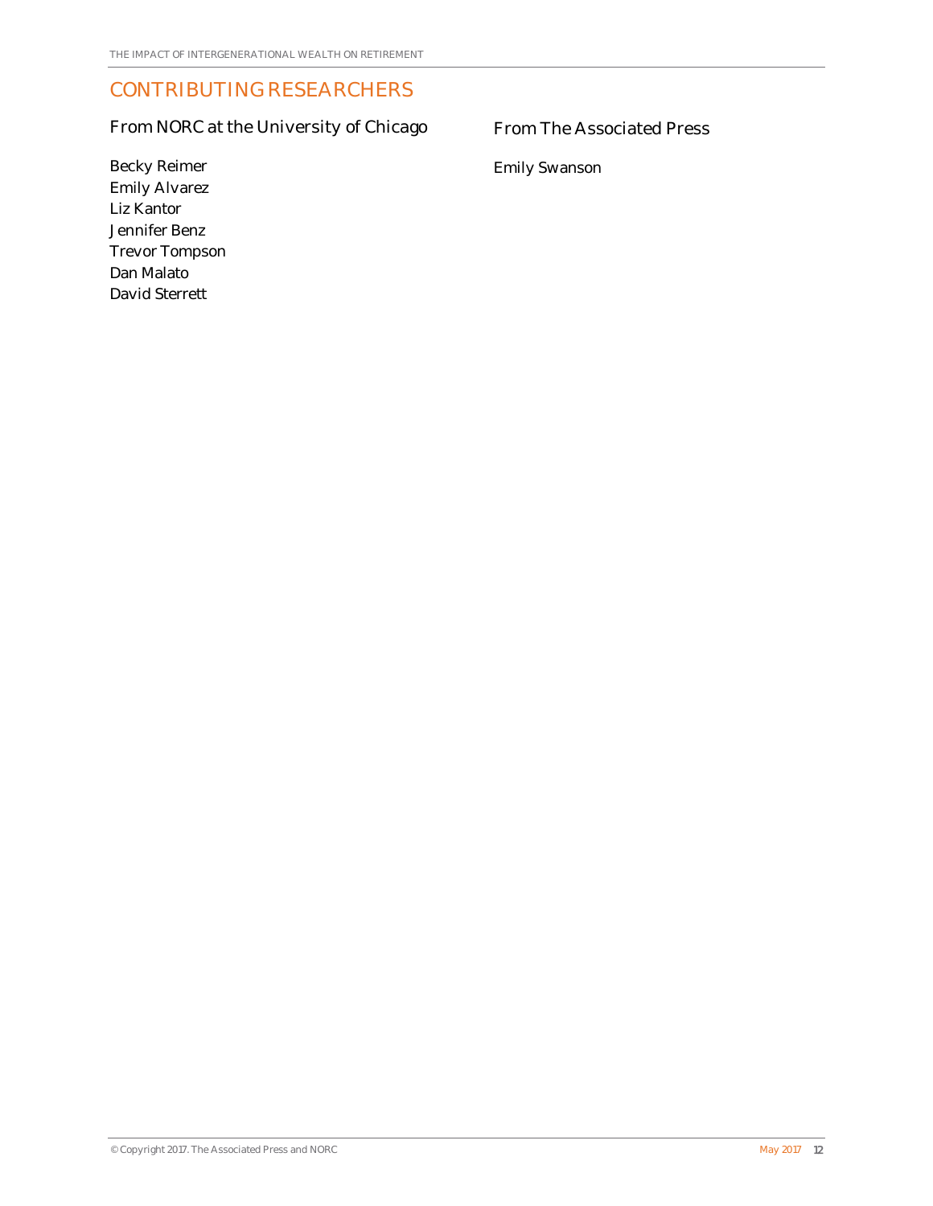## CONTRIBUTING RESEARCHERS

### From NORC at the University of Chicago

Becky Reimer
Emily Alvarez
Liz Kantor
Jennifer Benz
Trevor Tompson
Dan Malato
David Sterrett

### From The Associated Press

Emily Swanson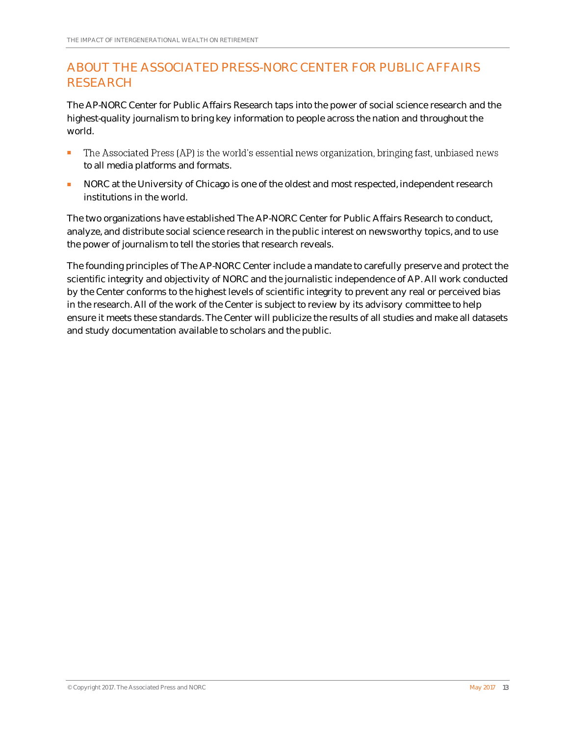## ABOUT THE ASSOCIATED PRESS-NORC CENTER FOR PUBLIC AFFAIRS RESEARCH

The AP-NORC Center for Public Affairs Research taps into the power of social science research and the highest-quality journalism to bring key information to people across the nation and throughout the world.

- The Associated Press (AP) is the world's essential news organization, bringing fast, unbiased news to all media platforms and formats.
- NORC at the University of Chicago is one of the oldest and most respected, independent research institutions in the world.

The two organizations have established The AP-NORC Center for Public Affairs Research to conduct, analyze, and distribute social science research in the public interest on newsworthy topics, and to use the power of journalism to tell the stories that research reveals.

The founding principles of The AP-NORC Center include a mandate to carefully preserve and protect the scientific integrity and objectivity of NORC and the journalistic independence of AP. All work conducted by the Center conforms to the highest levels of scientific integrity to prevent any real or perceived bias in the research. All of the work of the Center is subject to review by its advisory committee to help ensure it meets these standards. The Center will publicize the results of all studies and make all datasets and study documentation available to scholars and the public.